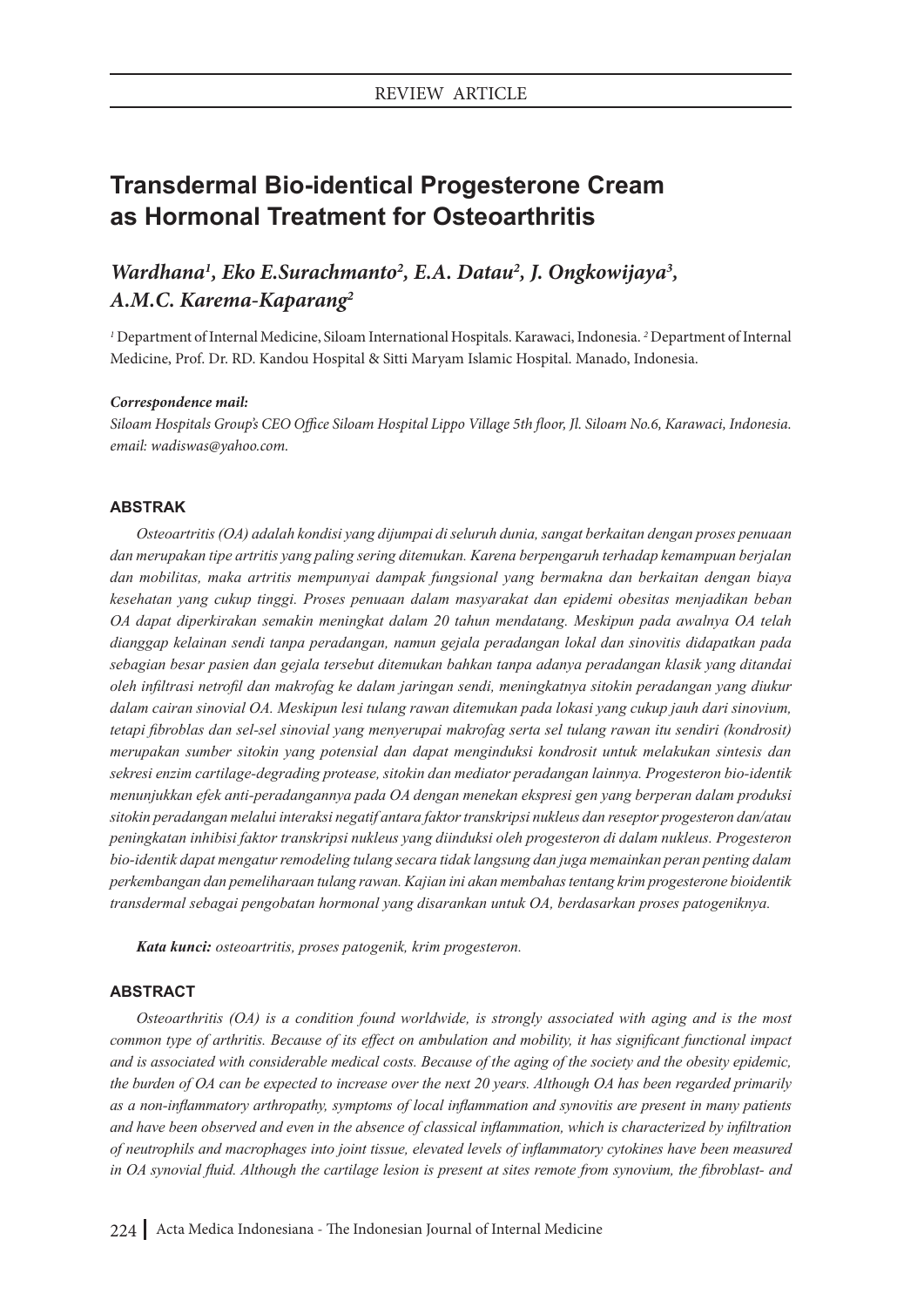REVIEW ARTICLE

# Transdermal Bio-identical Progesterone Cream as Hormonal Treatment for Osteoarthritis

***Wardhana[1], Eko E.Surachmanto[2], E.A. Datau[2], J. Ongkowijaya[3], A.M.C. Karema-Kaparang[2]***

[1] Department of Internal Medicine, Siloam International Hospitals. Karawaci, Indonesia. [2] Department of Internal Medicine, Prof. Dr. RD. Kandou Hospital & Sitti Maryam Islamic Hospital. Manado, Indonesia.

***Correspondence mail:***

*Siloam Hospitals Group's CEO Office Siloam Hospital Lippo Village 5th floor, Jl. Siloam No.6, Karawaci, Indonesia. email: wadiswas@yahoo.com.*

## ABSTRAK

*Osteoartritis (OA) adalah kondisi yang dijumpai di seluruh dunia, sangat berkaitan dengan proses penuaan dan merupakan tipe artritis yang paling sering ditemukan. Karena berpengaruh terhadap kemampuan berjalan dan mobilitas, maka artritis mempunyai dampak fungsional yang bermakna dan berkaitan dengan biaya kesehatan yang cukup tinggi. Proses penuaan dalam masyarakat dan epidemi obesitas menjadikan beban OA dapat diperkirakan semakin meningkat dalam 20 tahun mendatang. Meskipun pada awalnya OA telah dianggap kelainan sendi tanpa peradangan, namun gejala peradangan lokal dan sinovitis didapatkan pada sebagian besar pasien dan gejala tersebut ditemukan bahkan tanpa adanya peradangan klasik yang ditandai oleh infiltrasi netrofil dan makrofag ke dalam jaringan sendi, meningkatnya sitokin peradangan yang diukur dalam cairan sinovial OA. Meskipun lesi tulang rawan ditemukan pada lokasi yang cukup jauh dari sinovium, tetapi fibroblas dan sel-sel sinovial yang menyerupai makrofag serta sel tulang rawan itu sendiri (kondrosit) merupakan sumber sitokin yang potensial dan dapat menginduksi kondrosit untuk melakukan sintesis dan sekresi enzim cartilage-degrading protease, sitokin dan mediator peradangan lainnya. Progesteron bio-identik menunjukkan efek anti-peradangannya pada OA dengan menekan ekspresi gen yang berperan dalam produksi sitokin peradangan melalui interaksi negatif antara faktor transkripsi nukleus dan reseptor progesteron dan/atau peningkatan inhibisi faktor transkripsi nukleus yang diinduksi oleh progesteron di dalam nukleus. Progesteron bio-identik dapat mengatur remodeling tulang secara tidak langsung dan juga memainkan peran penting dalam perkembangan dan pemeliharaan tulang rawan. Kajian ini akan membahas tentang krim progesterone bioidentik transdermal sebagai pengobatan hormonal yang disarankan untuk OA, berdasarkan proses patogeniknya.*

***Kata kunci:*** *osteoartritis, proses patogenik, krim progesteron.*

## ABSTRACT

*Osteoarthritis (OA) is a condition found worldwide, is strongly associated with aging and is the most common type of arthritis. Because of its effect on ambulation and mobility, it has significant functional impact and is associated with considerable medical costs. Because of the aging of the society and the obesity epidemic, the burden of OA can be expected to increase over the next 20 years. Although OA has been regarded primarily as a non-inflammatory arthropathy, symptoms of local inflammation and synovitis are present in many patients and have been observed and even in the absence of classical inflammation, which is characterized by infiltration of neutrophils and macrophages into joint tissue, elevated levels of inflammatory cytokines have been measured in OA synovial fluid. Although the cartilage lesion is present at sites remote from synovium, the fibroblast- and*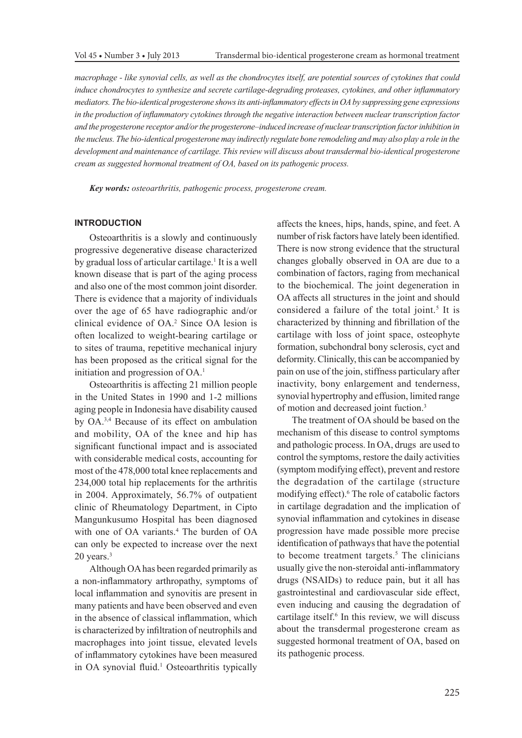*macrophage - like synovial cells, as well as the chondrocytes itself, are potential sources of cytokines that could induce chondrocytes to synthesize and secrete cartilage-degrading proteases, cytokines, and other inflammatory mediators. The bio-identical progesterone shows its anti-inflammatory effects in OA by suppressing gene expressions in the production of inflammatory cytokines through the negative interaction between nuclear transcription factor and the progesterone receptor and/or the progesterone–induced increase of nuclear transcription factor inhibition in the nucleus. The bio-identical progesterone may indirectly regulate bone remodeling and may also play a role in the development and maintenance of cartilage. This review will discuss about transdermal bio-identical progesterone cream as suggested hormonal treatment of OA, based on its pathogenic process.*

***Key words:*** *osteoarthritis, pathogenic process, progesterone cream.*

## INTRODUCTION

Osteoarthritis is a slowly and continuously progressive degenerative disease characterized by gradual loss of articular cartilage.[1] It is a well known disease that is part of the aging process and also one of the most common joint disorder. There is evidence that a majority of individuals over the age of 65 have radiographic and/or clinical evidence of OA.[2] Since OA lesion is often localized to weight-bearing cartilage or to sites of trauma, repetitive mechanical injury has been proposed as the critical signal for the initiation and progression of OA.[1]

Osteoarthritis is affecting 21 million people in the United States in 1990 and 1-2 millions aging people in Indonesia have disability caused by OA.[3,4] Because of its effect on ambulation and mobility, OA of the knee and hip has significant functional impact and is associated with considerable medical costs, accounting for most of the 478,000 total knee replacements and 234,000 total hip replacements for the arthritis in 2004. Approximately, 56.7% of outpatient clinic of Rheumatology Department, in Cipto Mangunkusumo Hospital has been diagnosed with one of OA variants.[4] The burden of OA can only be expected to increase over the next 20 years.[3]

Although OA has been regarded primarily as a non-inflammatory arthropathy, symptoms of local inflammation and synovitis are present in many patients and have been observed and even in the absence of classical inflammation, which is characterized by infiltration of neutrophils and macrophages into joint tissue, elevated levels of inflammatory cytokines have been measured in OA synovial fluid.[1] Osteoarthritis typically affects the knees, hips, hands, spine, and feet. A number of risk factors have lately been identified. There is now strong evidence that the structural changes globally observed in OA are due to a combination of factors, raging from mechanical to the biochemical. The joint degeneration in OA affects all structures in the joint and should considered a failure of the total joint.[5] It is characterized by thinning and fibrillation of the cartilage with loss of joint space, osteophyte formation, subchondral bony sclerosis, cyct and deformity. Clinically, this can be accompanied by pain on use of the join, stiffness particulary after inactivity, bony enlargement and tenderness, synovial hypertrophy and effusion, limited range of motion and decreased joint fuction.[3]

The treatment of OA should be based on the mechanism of this disease to control symptoms and pathologic process. In OA, drugs are used to control the symptoms, restore the daily activities (symptom modifying effect), prevent and restore the degradation of the cartilage (structure modifying effect).[6] The role of catabolic factors in cartilage degradation and the implication of synovial inflammation and cytokines in disease progression have made possible more precise identification of pathways that have the potential to become treatment targets.[5] The clinicians usually give the non-steroidal anti-inflammatory drugs (NSAIDs) to reduce pain, but it all has gastrointestinal and cardiovascular side effect, even inducing and causing the degradation of cartilage itself.[6] In this review, we will discuss about the transdermal progesterone cream as suggested hormonal treatment of OA, based on its pathogenic process.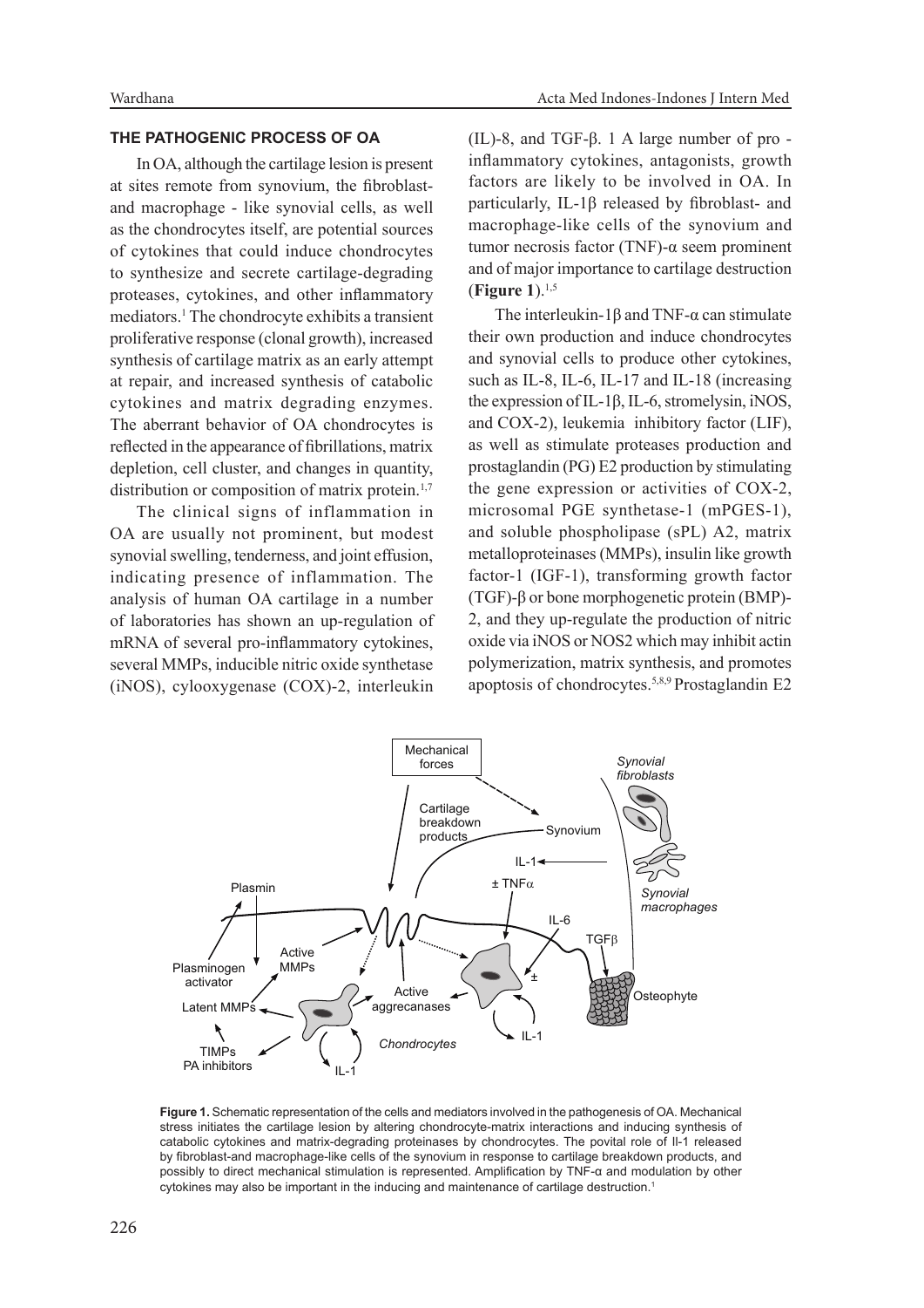## THE PATHOGENIC PROCESS OF OA

In OA, although the cartilage lesion is present at sites remote from synovium, the fibroblast- and macrophage - like synovial cells, as well as the chondrocytes itself, are potential sources of cytokines that could induce chondrocytes to synthesize and secrete cartilage-degrading proteases, cytokines, and other inflammatory mediators.[1] The chondrocyte exhibits a transient proliferative response (clonal growth), increased synthesis of cartilage matrix as an early attempt at repair, and increased synthesis of catabolic cytokines and matrix degrading enzymes. The aberrant behavior of OA chondrocytes is reflected in the appearance of fibrillations, matrix depletion, cell cluster, and changes in quantity, distribution or composition of matrix protein.[1,7]

The clinical signs of inflammation in OA are usually not prominent, but modest synovial swelling, tenderness, and joint effusion, indicating presence of inflammation. The analysis of human OA cartilage in a number of laboratories has shown an up-regulation of mRNA of several pro-inflammatory cytokines, several MMPs, inducible nitric oxide synthetase (iNOS), cylooxygenase (COX)-2, interleukin (IL)-8, and TGF-β. 1 A large number of pro - inflammatory cytokines, antagonists, growth factors are likely to be involved in OA. In particularly, IL-1β released by fibroblast- and macrophage-like cells of the synovium and tumor necrosis factor (TNF)-α seem prominent and of major importance to cartilage destruction (**Figure 1**).[1,5]

The interleukin-1β and TNF-α can stimulate their own production and induce chondrocytes and synovial cells to produce other cytokines, such as IL-8, IL-6, IL-17 and IL-18 (increasing the expression of IL-1β, IL-6, stromelysin, iNOS, and COX-2), leukemia inhibitory factor (LIF), as well as stimulate proteases production and prostaglandin (PG) E2 production by stimulating the gene expression or activities of COX-2, microsomal PGE synthetase-1 (mPGES-1), and soluble phospholipase (sPL) A2, matrix metalloproteinases (MMPs), insulin like growth factor-1 (IGF-1), transforming growth factor (TGF)-β or bone morphogenetic protein (BMP)-2, and they up-regulate the production of nitric oxide via iNOS or NOS2 which may inhibit actin polymerization, matrix synthesis, and promotes apoptosis of chondrocytes.[5,8,9] Prostaglandin E2

**Figure 1.** Schematic representation of the cells and mediators involved in the pathogenesis of OA. Mechanical stress initiates the cartilage lesion by altering chondrocyte-matrix interactions and inducing synthesis of catabolic cytokines and matrix-degrading proteinases by chondrocytes. The povital role of Il-1 released by fibroblast-and macrophage-like cells of the synovium in response to cartilage breakdown products, and possibly to direct mechanical stimulation is represented. Amplification by TNF-α and modulation by other cytokines may also be important in the inducing and maintenance of cartilage destruction.[1]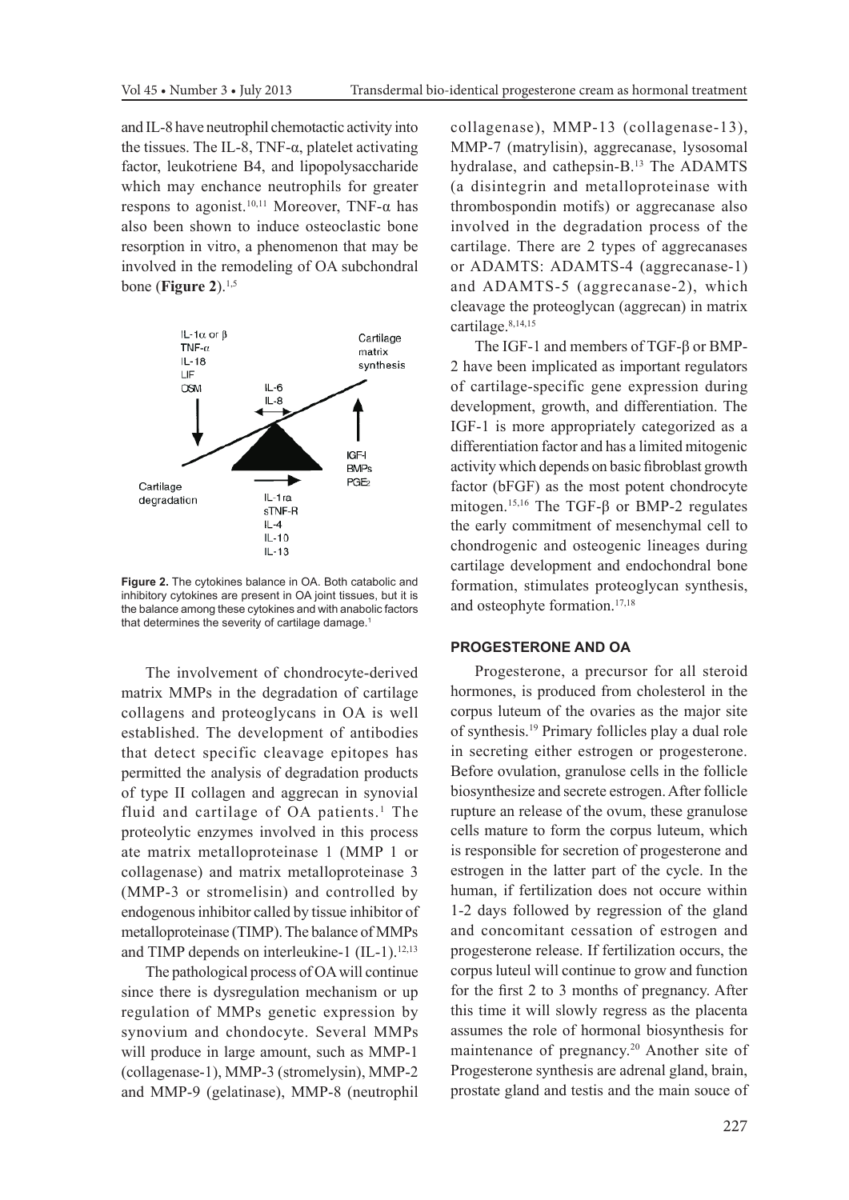and IL-8 have neutrophil chemotactic activity into the tissues. The IL-8, TNF-α, platelet activating factor, leukotriene B4, and lipopolysaccharide which may enchance neutrophils for greater respons to agonist.[10,11] Moreover, TNF-α has also been shown to induce osteoclastic bone resorption in vitro, a phenomenon that may be involved in the remodeling of OA subchondral bone (**Figure 2**).[1,5]

**Figure 2.** The cytokines balance in OA. Both catabolic and inhibitory cytokines are present in OA joint tissues, but it is the balance among these cytokines and with anabolic factors that determines the severity of cartilage damage.[1]

The involvement of chondrocyte-derived matrix MMPs in the degradation of cartilage collagens and proteoglycans in OA is well established. The development of antibodies that detect specific cleavage epitopes has permitted the analysis of degradation products of type II collagen and aggrecan in synovial fluid and cartilage of OA patients.[1] The proteolytic enzymes involved in this process ate matrix metalloproteinase 1 (MMP 1 or collagenase) and matrix metalloproteinase 3 (MMP-3 or stromelisin) and controlled by endogenous inhibitor called by tissue inhibitor of metalloproteinase (TIMP). The balance of MMPs and TIMP depends on interleukine-1 (IL-1).[12,13]

The pathological process of OA will continue since there is dysregulation mechanism or up regulation of MMPs genetic expression by synovium and chondocyte. Several MMPs will produce in large amount, such as MMP-1 (collagenase-1), MMP-3 (stromelysin), MMP-2 and MMP-9 (gelatinase), MMP-8 (neutrophil collagenase), MMP-13 (collagenase-13), MMP-7 (matrylisin), aggrecanase, lysosomal hydralase, and cathepsin-B.[13] The ADAMTS (a disintegrin and metalloproteinase with thrombospondin motifs) or aggrecanase also involved in the degradation process of the cartilage. There are 2 types of aggrecanases or ADAMTS: ADAMTS-4 (aggrecanase-1) and ADAMTS-5 (aggrecanase-2), which cleavage the proteoglycan (aggrecan) in matrix cartilage.[8,14,15]

The IGF-1 and members of TGF-β or BMP-2 have been implicated as important regulators of cartilage-specific gene expression during development, growth, and differentiation. The IGF-1 is more appropriately categorized as a differentiation factor and has a limited mitogenic activity which depends on basic fibroblast growth factor (bFGF) as the most potent chondrocyte mitogen.[15,16] The TGF-β or BMP-2 regulates the early commitment of mesenchymal cell to chondrogenic and osteogenic lineages during cartilage development and endochondral bone formation, stimulates proteoglycan synthesis, and osteophyte formation.[17,18]

## PROGESTERONE AND OA

Progesterone, a precursor for all steroid hormones, is produced from cholesterol in the corpus luteum of the ovaries as the major site of synthesis.[19] Primary follicles play a dual role in secreting either estrogen or progesterone. Before ovulation, granulose cells in the follicle biosynthesize and secrete estrogen. After follicle rupture an release of the ovum, these granulose cells mature to form the corpus luteum, which is responsible for secretion of progesterone and estrogen in the latter part of the cycle. In the human, if fertilization does not occure within 1-2 days followed by regression of the gland and concomitant cessation of estrogen and progesterone release. If fertilization occurs, the corpus luteul will continue to grow and function for the first 2 to 3 months of pregnancy. After this time it will slowly regress as the placenta assumes the role of hormonal biosynthesis for maintenance of pregnancy.[20] Another site of Progesterone synthesis are adrenal gland, brain, prostate gland and testis and the main souce of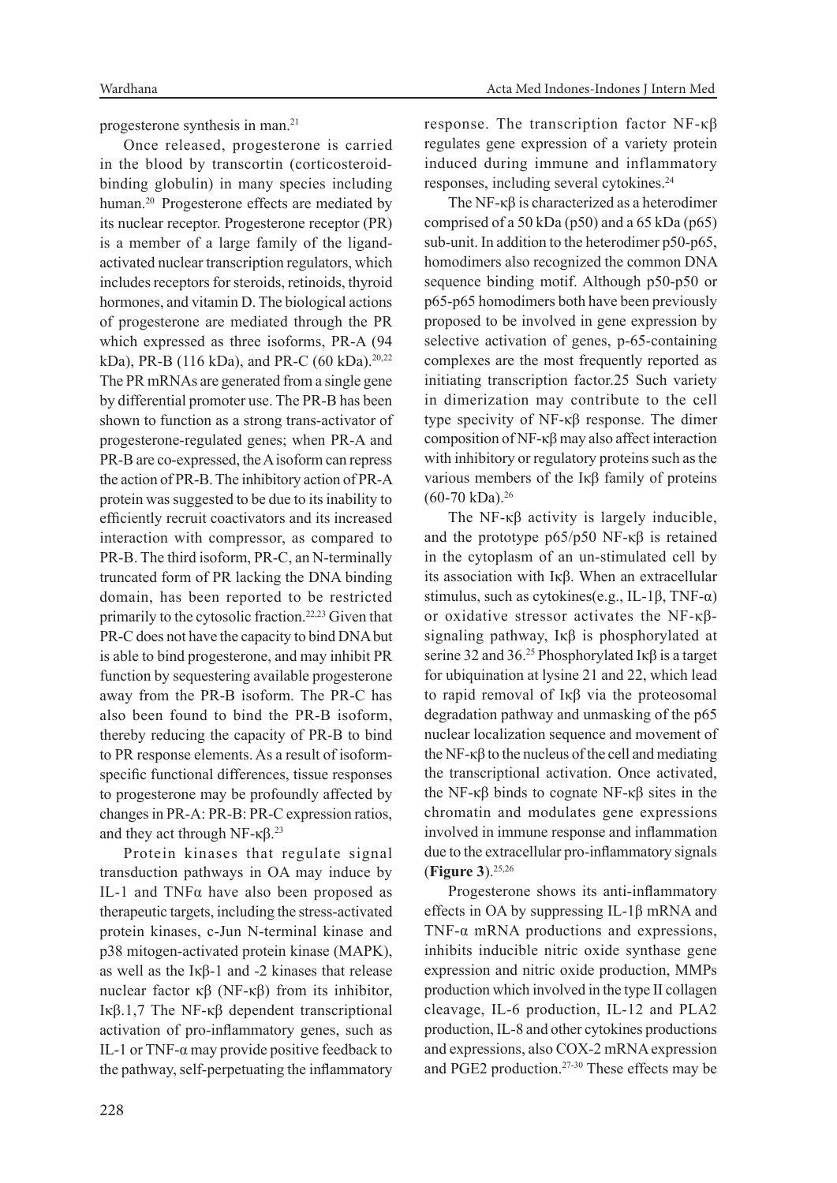progesterone synthesis in man.[21]

Once released, progesterone is carried in the blood by transcortin (corticosteroid-binding globulin) in many species including human.[20] Progesterone effects are mediated by its nuclear receptor. Progesterone receptor (PR) is a member of a large family of the ligand-activated nuclear transcription regulators, which includes receptors for steroids, retinoids, thyroid hormones, and vitamin D. The biological actions of progesterone are mediated through the PR which expressed as three isoforms, PR-A (94 kDa), PR-B (116 kDa), and PR-C (60 kDa).[20,22] The PR mRNAs are generated from a single gene by differential promoter use. The PR-B has been shown to function as a strong trans-activator of progesterone-regulated genes; when PR-A and PR-B are co-expressed, the A isoform can repress the action of PR-B. The inhibitory action of PR-A protein was suggested to be due to its inability to efficiently recruit coactivators and its increased interaction with compressor, as compared to PR-B. The third isoform, PR-C, an N-terminally truncated form of PR lacking the DNA binding domain, has been reported to be restricted primarily to the cytosolic fraction.[22,23] Given that PR-C does not have the capacity to bind DNA but is able to bind progesterone, and may inhibit PR function by sequestering available progesterone away from the PR-B isoform. The PR-C has also been found to bind the PR-B isoform, thereby reducing the capacity of PR-B to bind to PR response elements. As a result of isoform-specific functional differences, tissue responses to progesterone may be profoundly affected by changes in PR-A: PR-B: PR-C expression ratios, and they act through NF-κβ.[23]

Protein kinases that regulate signal transduction pathways in OA may induce by IL-1 and TNFα have also been proposed as therapeutic targets, including the stress-activated protein kinases, c-Jun N-terminal kinase and p38 mitogen-activated protein kinase (MAPK), as well as the Iκβ-1 and -2 kinases that release nuclear factor κβ (NF-κβ) from its inhibitor, Iκβ.1,7 The NF-κβ dependent transcriptional activation of pro-inflammatory genes, such as IL-1 or TNF-α may provide positive feedback to the pathway, self-perpetuating the inflammatory response. The transcription factor NF-κβ regulates gene expression of a variety protein induced during immune and inflammatory responses, including several cytokines.[24]

The NF-κβ is characterized as a heterodimer comprised of a 50 kDa (p50) and a 65 kDa (p65) sub-unit. In addition to the heterodimer p50-p65, homodimers also recognized the common DNA sequence binding motif. Although p50-p50 or p65-p65 homodimers both have been previously proposed to be involved in gene expression by selective activation of genes, p-65-containing complexes are the most frequently reported as initiating transcription factor.25 Such variety in dimerization may contribute to the cell type specivity of NF-κβ response. The dimer composition of NF-κβ may also affect interaction with inhibitory or regulatory proteins such as the various members of the Iκβ family of proteins (60-70 kDa).[26]

The NF-κβ activity is largely inducible, and the prototype p65/p50 NF-κβ is retained in the cytoplasm of an un-stimulated cell by its association with Iκβ. When an extracellular stimulus, such as cytokines(e.g., IL-1β, TNF-α) or oxidative stressor activates the NF-κβ-signaling pathway, Iκβ is phosphorylated at serine 32 and 36.[25] Phosphorylated Iκβ is a target for ubiquination at lysine 21 and 22, which lead to rapid removal of Iκβ via the proteosomal degradation pathway and unmasking of the p65 nuclear localization sequence and movement of the NF-κβ to the nucleus of the cell and mediating the transcriptional activation. Once activated, the NF-κβ binds to cognate NF-κβ sites in the chromatin and modulates gene expressions involved in immune response and inflammation due to the extracellular pro-inflammatory signals (**Figure 3**).[25,26]

Progesterone shows its anti-inflammatory effects in OA by suppressing IL-1β mRNA and TNF-α mRNA productions and expressions, inhibits inducible nitric oxide synthase gene expression and nitric oxide production, MMPs production which involved in the type II collagen cleavage, IL-6 production, IL-12 and PLA2 production, IL-8 and other cytokines productions and expressions, also COX-2 mRNA expression and PGE2 production.[27-30] These effects may be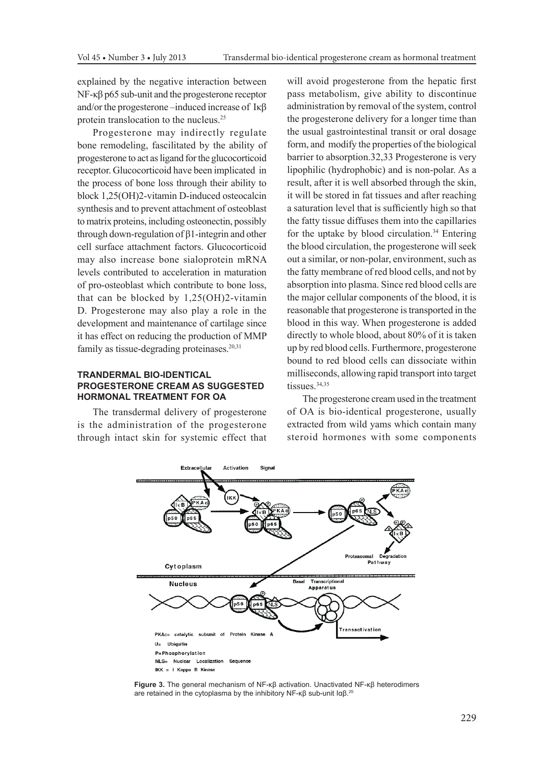explained by the negative interaction between NF-κβ p65 sub-unit and the progesterone receptor and/or the progesterone –induced increase of Iκβ protein translocation to the nucleus.[25]

Progesterone may indirectly regulate bone remodeling, fascilitated by the ability of progesterone to act as ligand for the glucocorticoid receptor. Glucocorticoid have been implicated in the process of bone loss through their ability to block 1,25(OH)2-vitamin D-induced osteocalcin synthesis and to prevent attachment of osteoblast to matrix proteins, including osteonectin, possibly through down-regulation of β1-integrin and other cell surface attachment factors. Glucocorticoid may also increase bone sialoprotein mRNA levels contributed to acceleration in maturation of pro-osteoblast which contribute to bone loss, that can be blocked by 1,25(OH)2-vitamin D. Progesterone may also play a role in the development and maintenance of cartilage since it has effect on reducing the production of MMP family as tissue-degrading proteinases.[20,31]

## TRANDERMAL BIO-IDENTICAL PROGESTERONE CREAM AS SUGGESTED HORMONAL TREATMENT FOR OA

The transdermal delivery of progesterone is the administration of the progesterone through intact skin for systemic effect that will avoid progesterone from the hepatic first pass metabolism, give ability to discontinue administration by removal of the system, control the progesterone delivery for a longer time than the usual gastrointestinal transit or oral dosage form, and modify the properties of the biological barrier to absorption.32,33 Progesterone is very lipophilic (hydrophobic) and is non-polar. As a result, after it is well absorbed through the skin, it will be stored in fat tissues and after reaching a saturation level that is sufficiently high so that the fatty tissue diffuses them into the capillaries for the uptake by blood circulation.[34] Entering the blood circulation, the progesterone will seek out a similar, or non-polar, environment, such as the fatty membrane of red blood cells, and not by absorption into plasma. Since red blood cells are the major cellular components of the blood, it is reasonable that progesterone is transported in the blood in this way. When progesterone is added directly to whole blood, about 80% of it is taken up by red blood cells. Furthermore, progesterone bound to red blood cells can dissociate within milliseconds, allowing rapid transport into target tissues.[34,35]

The progesterone cream used in the treatment of OA is bio-identical progesterone, usually extracted from wild yams which contain many steroid hormones with some components

**Figure 3.** The general mechanism of NF-κβ activation. Unactivated NF-κβ heterodimers are retained in the cytoplasma by the inhibitory NF-κβ sub-unit Iαβ.[25]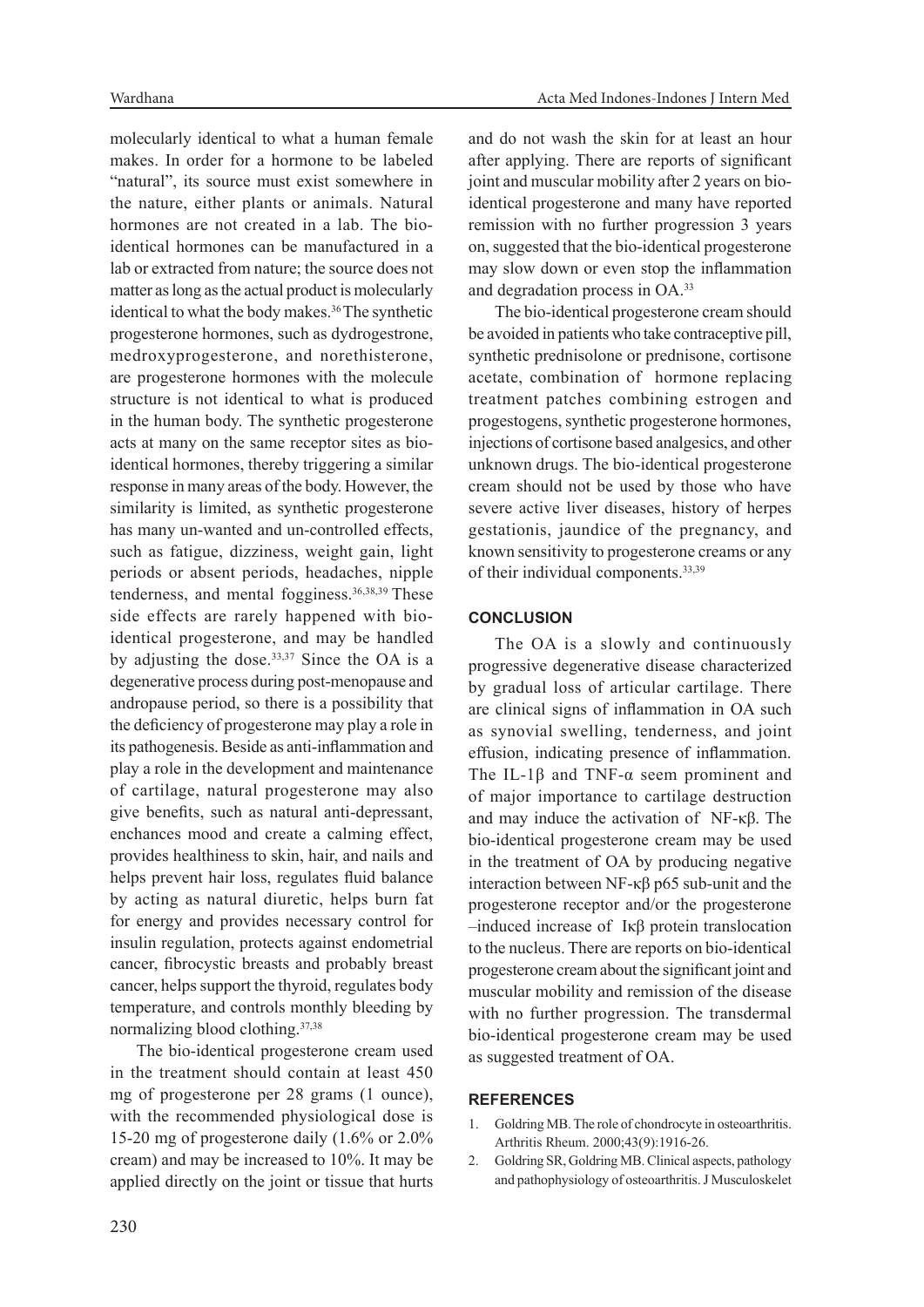molecularly identical to what a human female makes. In order for a hormone to be labeled "natural", its source must exist somewhere in the nature, either plants or animals. Natural hormones are not created in a lab. The bio-identical hormones can be manufactured in a lab or extracted from nature; the source does not matter as long as the actual product is molecularly identical to what the body makes.[36] The synthetic progesterone hormones, such as dydrogestrone, medroxyprogesterone, and norethisterone, are progesterone hormones with the molecule structure is not identical to what is produced in the human body. The synthetic progesterone acts at many on the same receptor sites as bio-identical hormones, thereby triggering a similar response in many areas of the body. However, the similarity is limited, as synthetic progesterone has many un-wanted and un-controlled effects, such as fatigue, dizziness, weight gain, light periods or absent periods, headaches, nipple tenderness, and mental fogginess.[36,38,39] These side effects are rarely happened with bio-identical progesterone, and may be handled by adjusting the dose.[33,37] Since the OA is a degenerative process during post-menopause and andropause period, so there is a possibility that the deficiency of progesterone may play a role in its pathogenesis. Beside as anti-inflammation and play a role in the development and maintenance of cartilage, natural progesterone may also give benefits, such as natural anti-depressant, enchances mood and create a calming effect, provides healthiness to skin, hair, and nails and helps prevent hair loss, regulates fluid balance by acting as natural diuretic, helps burn fat for energy and provides necessary control for insulin regulation, protects against endometrial cancer, fibrocystic breasts and probably breast cancer, helps support the thyroid, regulates body temperature, and controls monthly bleeding by normalizing blood clothing.[37,38]

The bio-identical progesterone cream used in the treatment should contain at least 450 mg of progesterone per 28 grams (1 ounce), with the recommended physiological dose is 15-20 mg of progesterone daily (1.6% or 2.0% cream) and may be increased to 10%. It may be applied directly on the joint or tissue that hurts and do not wash the skin for at least an hour after applying. There are reports of significant joint and muscular mobility after 2 years on bio-identical progesterone and many have reported remission with no further progression 3 years on, suggested that the bio-identical progesterone may slow down or even stop the inflammation and degradation process in OA.[33]

The bio-identical progesterone cream should be avoided in patients who take contraceptive pill, synthetic prednisolone or prednisone, cortisone acetate, combination of hormone replacing treatment patches combining estrogen and progestogens, synthetic progesterone hormones, injections of cortisone based analgesics, and other unknown drugs. The bio-identical progesterone cream should not be used by those who have severe active liver diseases, history of herpes gestationis, jaundice of the pregnancy, and known sensitivity to progesterone creams or any of their individual components.[33,39]

## CONCLUSION

The OA is a slowly and continuously progressive degenerative disease characterized by gradual loss of articular cartilage. There are clinical signs of inflammation in OA such as synovial swelling, tenderness, and joint effusion, indicating presence of inflammation. The IL-1β and TNF-α seem prominent and of major importance to cartilage destruction and may induce the activation of NF-κβ. The bio-identical progesterone cream may be used in the treatment of OA by producing negative interaction between NF-κβ p65 sub-unit and the progesterone receptor and/or the progesterone –induced increase of Iκβ protein translocation to the nucleus. There are reports on bio-identical progesterone cream about the significant joint and muscular mobility and remission of the disease with no further progression. The transdermal bio-identical progesterone cream may be used as suggested treatment of OA.

## REFERENCES

1. Goldring MB. The role of chondrocyte in osteoarthritis. Arthritis Rheum. 2000;43(9):1916-26.
2. Goldring SR, Goldring MB. Clinical aspects, pathology and pathophysiology of osteoarthritis. J Musculoskelet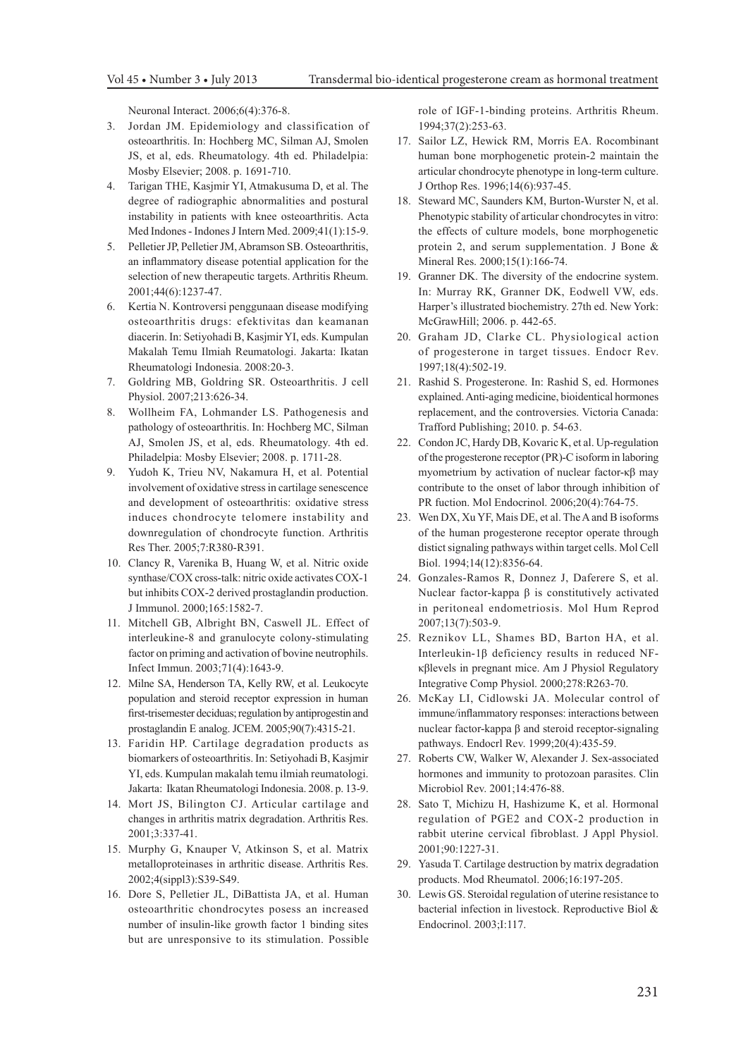Neuronal Interact. 2006;6(4):376-8.

3. Jordan JM. Epidemiology and classification of osteoarthritis. In: Hochberg MC, Silman AJ, Smolen JS, et al, eds. Rheumatology. 4th ed. Philadelpia: Mosby Elsevier; 2008. p. 1691-710.
4. Tarigan THE, Kasjmir YI, Atmakusuma D, et al. The degree of radiographic abnormalities and postural instability in patients with knee osteoarthritis. Acta Med Indones - Indones J Intern Med. 2009;41(1):15-9.
5. Pelletier JP, Pelletier JM, Abramson SB. Osteoarthritis, an inflammatory disease potential application for the selection of new therapeutic targets. Arthritis Rheum. 2001;44(6):1237-47.
6. Kertia N. Kontroversi penggunaan disease modifying osteoarthritis drugs: efektivitas dan keamanan diacerin. In: Setiyohadi B, Kasjmir YI, eds. Kumpulan Makalah Temu Ilmiah Reumatologi. Jakarta: Ikatan Rheumatologi Indonesia. 2008:20-3.
7. Goldring MB, Goldring SR. Osteoarthritis. J cell Physiol. 2007;213:626-34.
8. Wollheim FA, Lohmander LS. Pathogenesis and pathology of osteoarthritis. In: Hochberg MC, Silman AJ, Smolen JS, et al, eds. Rheumatology. 4th ed. Philadelpia: Mosby Elsevier; 2008. p. 1711-28.
9. Yudoh K, Trieu NV, Nakamura H, et al. Potential involvement of oxidative stress in cartilage senescence and development of osteoarthritis: oxidative stress induces chondrocyte telomere instability and downregulation of chondrocyte function. Arthritis Res Ther. 2005;7:R380-R391.
10. Clancy R, Varenika B, Huang W, et al. Nitric oxide synthase/COX cross-talk: nitric oxide activates COX-1 but inhibits COX-2 derived prostaglandin production. J Immunol. 2000;165:1582-7.
11. Mitchell GB, Albright BN, Caswell JL. Effect of interleukine-8 and granulocyte colony-stimulating factor on priming and activation of bovine neutrophils. Infect Immun. 2003;71(4):1643-9.
12. Milne SA, Henderson TA, Kelly RW, et al. Leukocyte population and steroid receptor expression in human first-trisemester deciduas; regulation by antiprogestin and prostaglandin E analog. JCEM. 2005;90(7):4315-21.
13. Faridin HP. Cartilage degradation products as biomarkers of osteoarthritis. In: Setiyohadi B, Kasjmir YI, eds. Kumpulan makalah temu ilmiah reumatologi. Jakarta: Ikatan Rheumatologi Indonesia. 2008. p. 13-9.
14. Mort JS, Bilington CJ. Articular cartilage and changes in arthritis matrix degradation. Arthritis Res. 2001;3:337-41.
15. Murphy G, Knauper V, Atkinson S, et al. Matrix metalloproteinases in arthritic disease. Arthritis Res. 2002;4(sippl3):S39-S49.
16. Dore S, Pelletier JL, DiBattista JA, et al. Human osteoarthritic chondrocytes posess an increased number of insulin-like growth factor 1 binding sites but are unresponsive to its stimulation. Possible role of IGF-1-binding proteins. Arthritis Rheum. 1994;37(2):253-63.
17. Sailor LZ, Hewick RM, Morris EA. Rocombinant human bone morphogenetic protein-2 maintain the articular chondrocyte phenotype in long-term culture. J Orthop Res. 1996;14(6):937-45.
18. Steward MC, Saunders KM, Burton-Wurster N, et al. Phenotypic stability of articular chondrocytes in vitro: the effects of culture models, bone morphogenetic protein 2, and serum supplementation. J Bone & Mineral Res. 2000;15(1):166-74.
19. Granner DK. The diversity of the endocrine system. In: Murray RK, Granner DK, Eodwell VW, eds. Harper's illustrated biochemistry. 27th ed. New York: McGrawHill; 2006. p. 442-65.
20. Graham JD, Clarke CL. Physiological action of progesterone in target tissues. Endocr Rev. 1997;18(4):502-19.
21. Rashid S. Progesterone. In: Rashid S, ed. Hormones explained. Anti-aging medicine, bioidentical hormones replacement, and the controversies. Victoria Canada: Trafford Publishing; 2010. p. 54-63.
22. Condon JC, Hardy DB, Kovaric K, et al. Up-regulation of the progesterone receptor (PR)-C isoform in laboring myometrium by activation of nuclear factor-κβ may contribute to the onset of labor through inhibition of PR fuction. Mol Endocrinol. 2006;20(4):764-75.
23. Wen DX, Xu YF, Mais DE, et al. The A and B isoforms of the human progesterone receptor operate through distict signaling pathways within target cells. Mol Cell Biol. 1994;14(12):8356-64.
24. Gonzales-Ramos R, Donnez J, Daferere S, et al. Nuclear factor-kappa β is constitutively activated in peritoneal endometriosis. Mol Hum Reprod 2007;13(7):503-9.
25. Reznikov LL, Shames BD, Barton HA, et al. Interleukin-1β deficiency results in reduced NF-κβlevels in pregnant mice. Am J Physiol Regulatory Integrative Comp Physiol. 2000;278:R263-70.
26. McKay LI, Cidlowski JA. Molecular control of immune/inflammatory responses: interactions between nuclear factor-kappa β and steroid receptor-signaling pathways. Endocrl Rev. 1999;20(4):435-59.
27. Roberts CW, Walker W, Alexander J. Sex-associated hormones and immunity to protozoan parasites. Clin Microbiol Rev. 2001;14:476-88.
28. Sato T, Michizu H, Hashizume K, et al. Hormonal regulation of PGE2 and COX-2 production in rabbit uterine cervical fibroblast. J Appl Physiol. 2001;90:1227-31.
29. Yasuda T. Cartilage destruction by matrix degradation products. Mod Rheumatol. 2006;16:197-205.
30. Lewis GS. Steroidal regulation of uterine resistance to bacterial infection in livestock. Reproductive Biol & Endocrinol. 2003;I:117.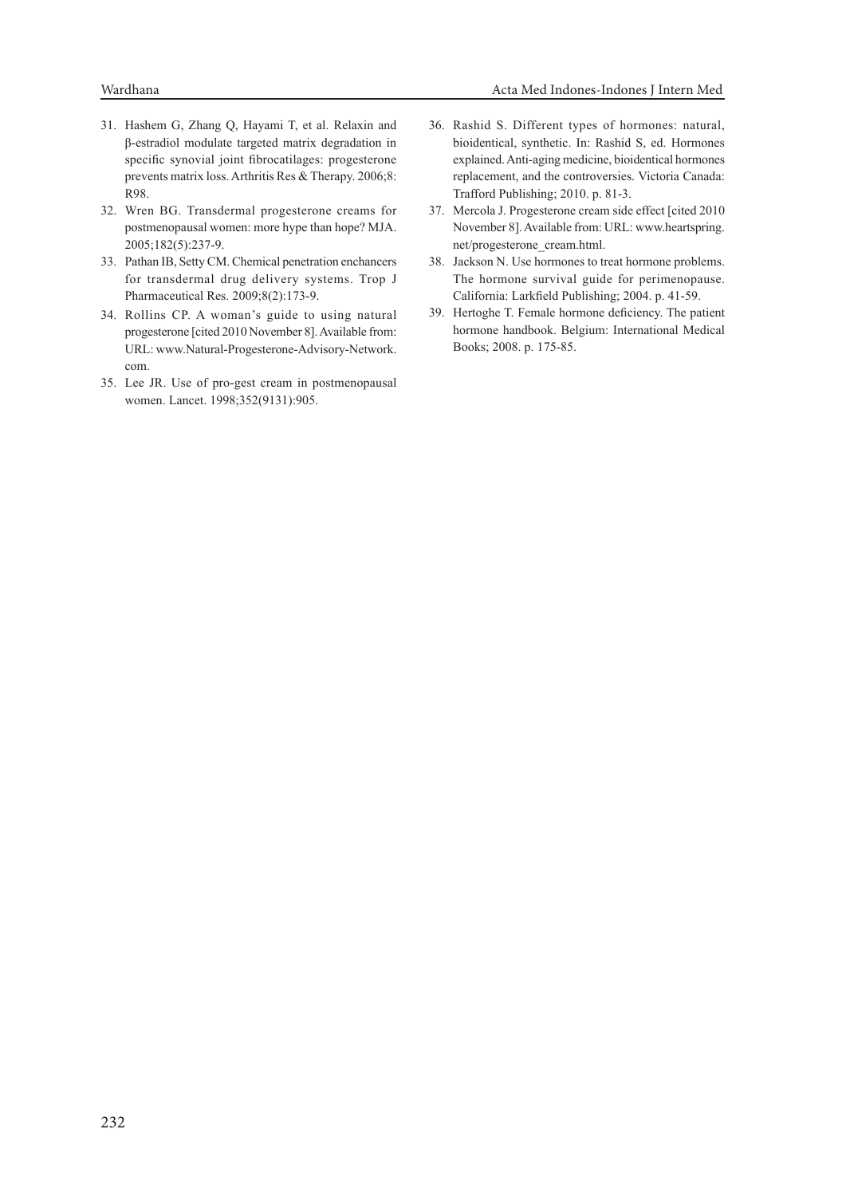31. Hashem G, Zhang Q, Hayami T, et al. Relaxin and β-estradiol modulate targeted matrix degradation in specific synovial joint fibrocatilages: progesterone prevents matrix loss. Arthritis Res & Therapy. 2006;8: R98.
32. Wren BG. Transdermal progesterone creams for postmenopausal women: more hype than hope? MJA. 2005;182(5):237-9.
33. Pathan IB, Setty CM. Chemical penetration enchancers for transdermal drug delivery systems. Trop J Pharmaceutical Res. 2009;8(2):173-9.
34. Rollins CP. A woman's guide to using natural progesterone [cited 2010 November 8]. Available from: URL: www.Natural-Progesterone-Advisory-Network.com.
35. Lee JR. Use of pro-gest cream in postmenopausal women. Lancet. 1998;352(9131):905.
36. Rashid S. Different types of hormones: natural, bioidentical, synthetic. In: Rashid S, ed. Hormones explained. Anti-aging medicine, bioidentical hormones replacement, and the controversies. Victoria Canada: Trafford Publishing; 2010. p. 81-3.
37. Mercola J. Progesterone cream side effect [cited 2010 November 8]. Available from: URL: www.heartspring.net/progesterone_cream.html.
38. Jackson N. Use hormones to treat hormone problems. The hormone survival guide for perimenopause. California: Larkfield Publishing; 2004. p. 41-59.
39. Hertoghe T. Female hormone deficiency. The patient hormone handbook. Belgium: International Medical Books; 2008. p. 175-85.